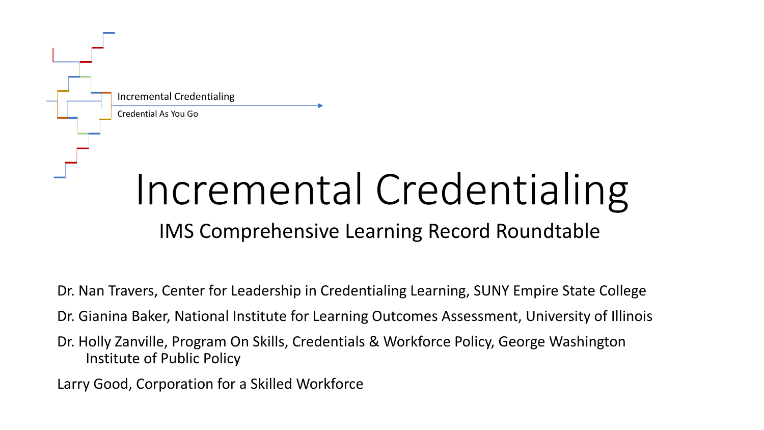Incremental Credentialing

Credential As You Go

# Incremental Credentialing

## IMS Comprehensive Learning Record Roundtable

Dr. Nan Travers, Center for Leadership in Credentialing Learning, SUNY Empire State College

Dr. Gianina Baker, National Institute for Learning Outcomes Assessment, University of Illinois

Dr. Holly Zanville, Program On Skills, Credentials & Workforce Policy, George Washington Institute of Public Policy

Larry Good, Corporation for a Skilled Workforce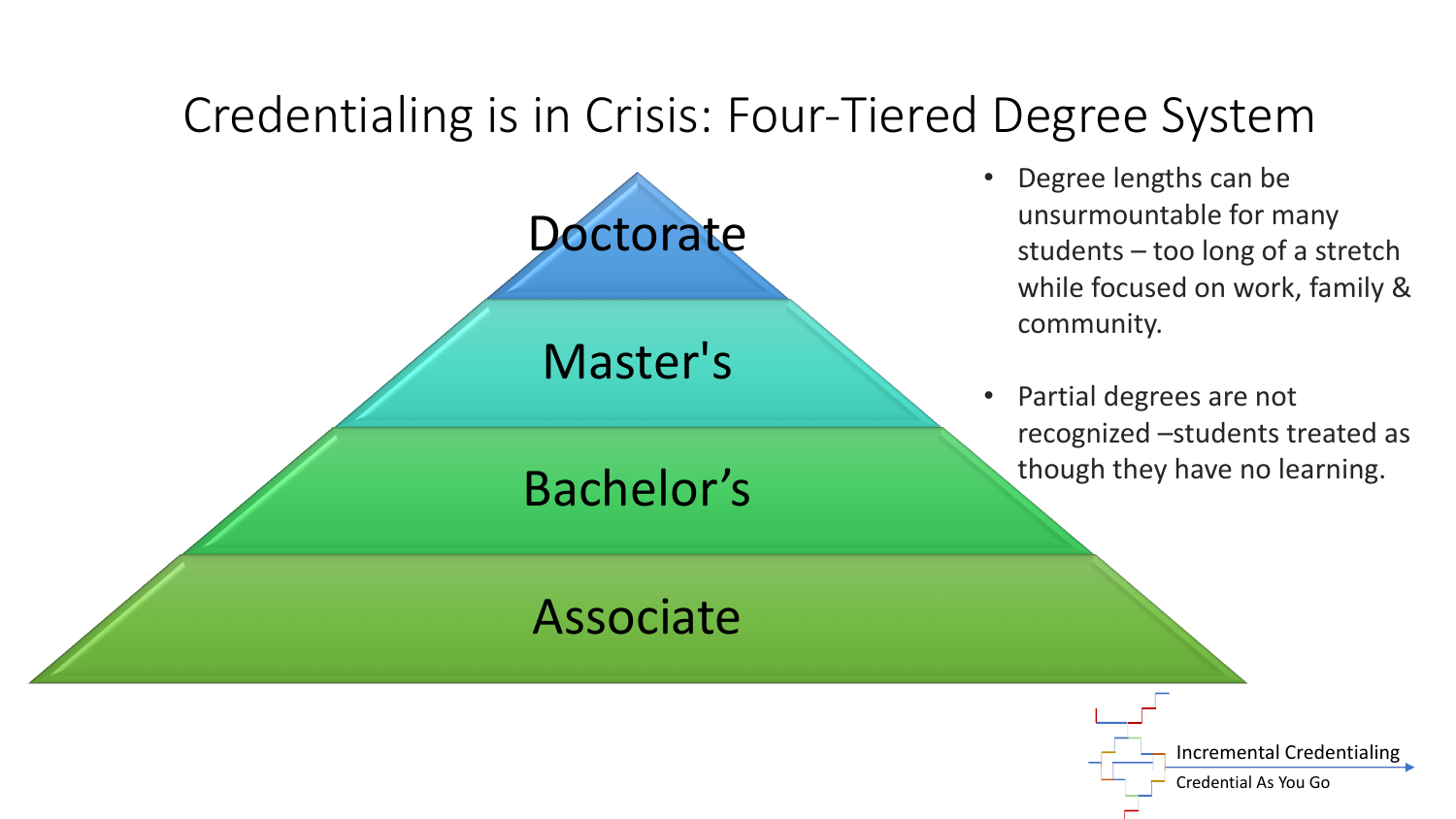# Credentialing is in Crisis: Four-Tiered Degree System

- Doctorate
- Master's
- Bachelor’s
- Associate

- Degree lengths can be unsurmountable for many students – too long of a stretch while focused on work, family & community.
- Partial degrees are not recognized –students treated as though they have no learning.

Incremental Credentialing

Credential As You Go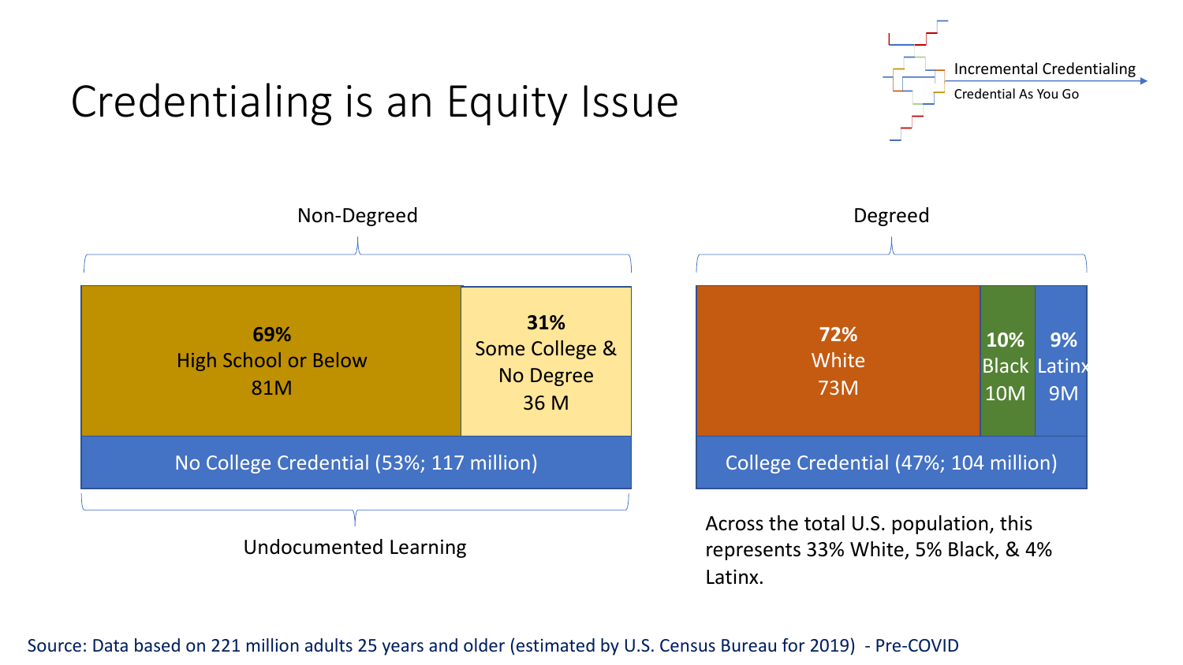# Credentialing is an Equity Issue

Incremental Credentialing

Credential As You Go

## Non-Degreed

| **69%** High School or Below 81M | **31%** Some College & No Degree 36 M |
| --- | --- |
| No College Credential (53%; 117 million) | |

Undocumented Learning

## Degreed

| **72%** White 73M | **10%** Black 10M | **9%** Latinx 9M |
| --- | --- | --- |
| College Credential (47%; 104 million) | | |

Across the total U.S. population, this represents 33% White, 5% Black, & 4% Latinx.

Source: Data based on 221 million adults 25 years and older (estimated by U.S. Census Bureau for 2019) - Pre-COVID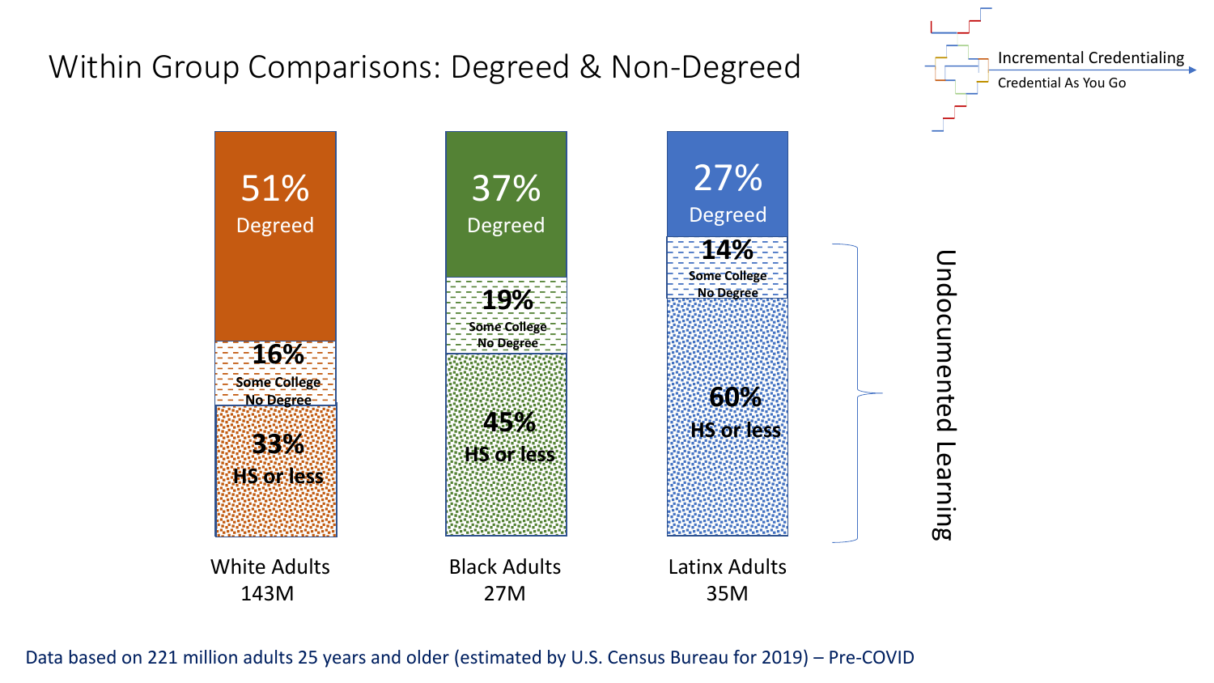# Within Group Comparisons: Degreed & Non-Degreed

Incremental Credentialing
Credential As You Go

| | White Adults 143M | Black Adults 27M | Latinx Adults 35M |
|---|---|---|---|
| Degreed | 51% | 37% | 27% |
| Some College No Degree | 16% | 19% | 14% |
| HS or less | 33% | 45% | 60% |

Undocumented Learning (Some College No Degree and HS or less)

Data based on 221 million adults 25 years and older (estimated by U.S. Census Bureau for 2019) – Pre-COVID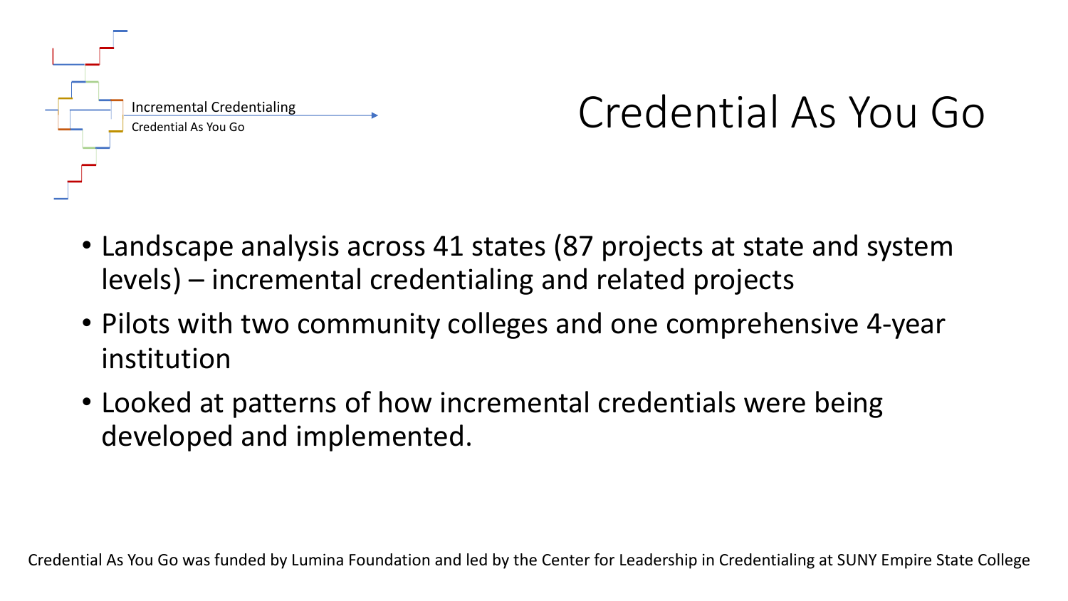Incremental Credentialing

Credential As You Go

# Credential As You Go

- Landscape analysis across 41 states (87 projects at state and system levels) – incremental credentialing and related projects
- Pilots with two community colleges and one comprehensive 4-year institution
- Looked at patterns of how incremental credentials were being developed and implemented.

Credential As You Go was funded by Lumina Foundation and led by the Center for Leadership in Credentialing at SUNY Empire State College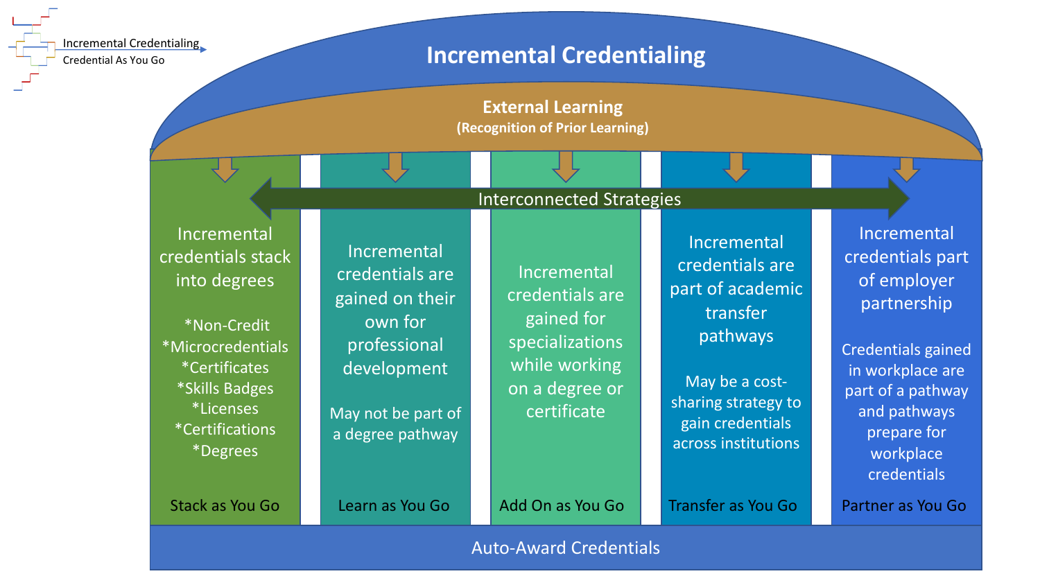Incremental Credentialing
Credential As You Go

# Incremental Credentialing

## External Learning
**(Recognition of Prior Learning)**

Interconnected Strategies

**Stack as You Go**

Incremental credentials stack into degrees

*Non-Credit
*Microcredentials
*Certificates
*Skills Badges
*Licenses
*Certifications
*Degrees

**Learn as You Go**

Incremental credentials are gained on their own for professional development

May not be part of a degree pathway

**Add On as You Go**

Incremental credentials are gained for specializations while working on a degree or certificate

**Transfer as You Go**

Incremental credentials are part of academic transfer pathways

May be a cost-sharing strategy to gain credentials across institutions

**Partner as You Go**

Incremental credentials part of employer partnership

Credentials gained in workplace are part of a pathway and pathways prepare for workplace credentials

Auto-Award Credentials